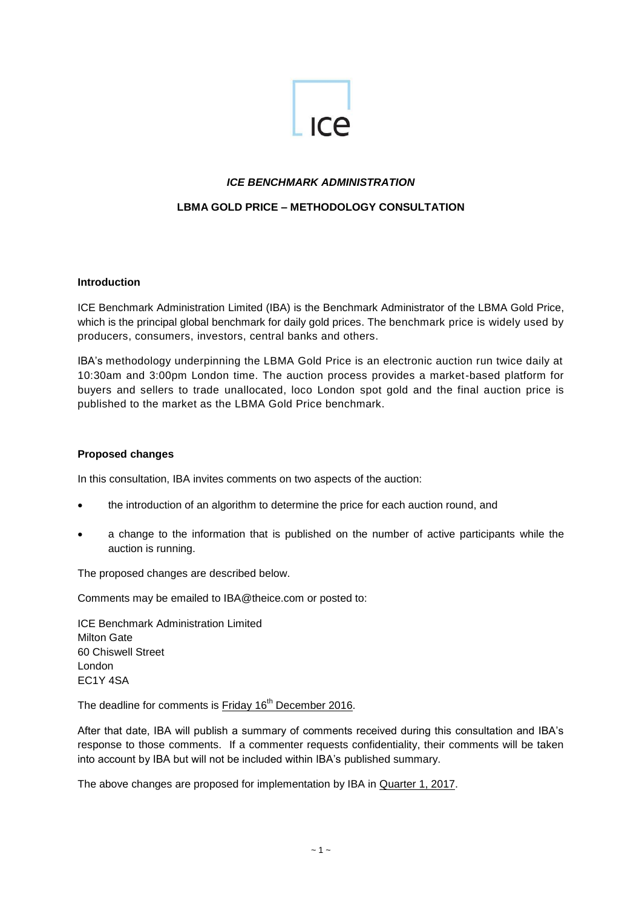ICE

***ICE BENCHMARK ADMINISTRATION***

**LBMA GOLD PRICE – METHODOLOGY CONSULTATION**

**Introduction**

ICE Benchmark Administration Limited (IBA) is the Benchmark Administrator of the LBMA Gold Price, which is the principal global benchmark for daily gold prices. The benchmark price is widely used by producers, consumers, investors, central banks and others.

IBA's methodology underpinning the LBMA Gold Price is an electronic auction run twice daily at 10:30am and 3:00pm London time. The auction process provides a market-based platform for buyers and sellers to trade unallocated, loco London spot gold and the final auction price is published to the market as the LBMA Gold Price benchmark.

**Proposed changes**

In this consultation, IBA invites comments on two aspects of the auction:

- the introduction of an algorithm to determine the price for each auction round, and
- a change to the information that is published on the number of active participants while the auction is running.

The proposed changes are described below.

Comments may be emailed to IBA@theice.com or posted to:

ICE Benchmark Administration Limited
Milton Gate
60 Chiswell Street
London
EC1Y 4SA

The deadline for comments is Friday 16th December 2016.

After that date, IBA will publish a summary of comments received during this consultation and IBA's response to those comments. If a commenter requests confidentiality, their comments will be taken into account by IBA but will not be included within IBA's published summary.

The above changes are proposed for implementation by IBA in Quarter 1, 2017.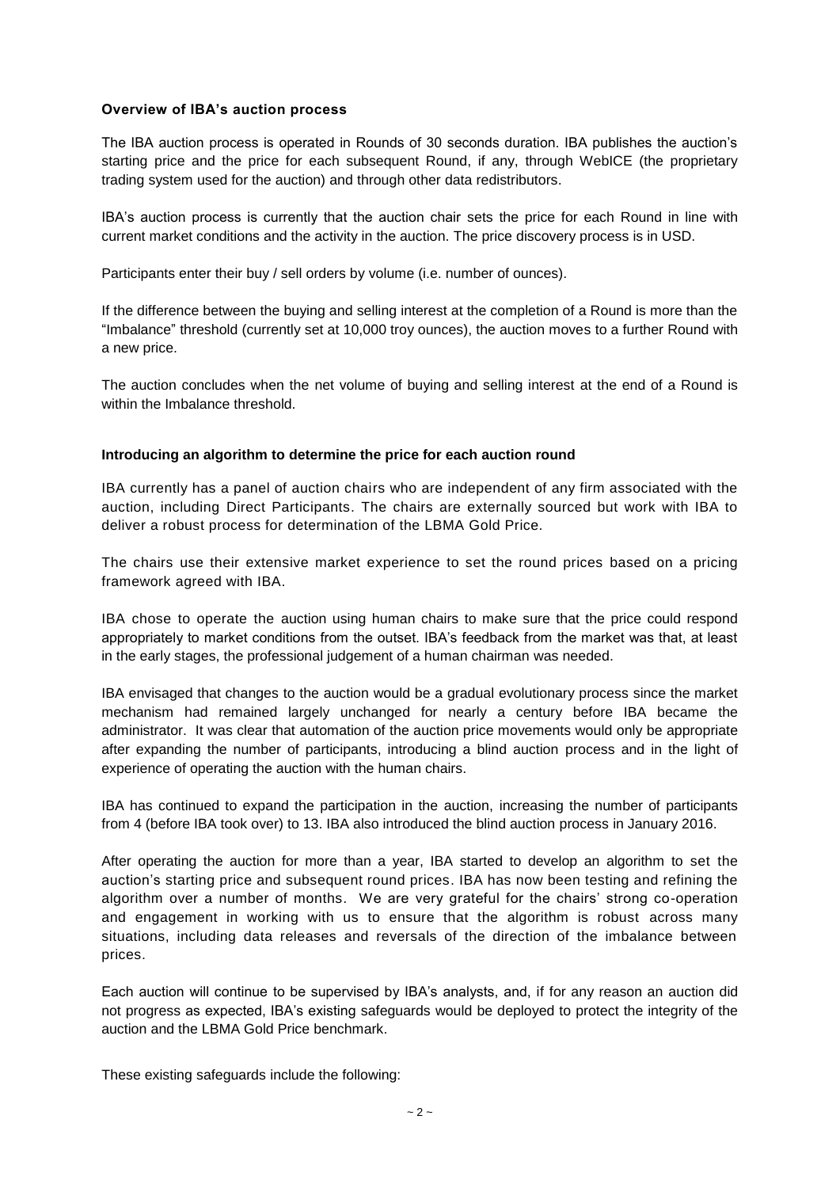**Overview of IBA's auction process**

The IBA auction process is operated in Rounds of 30 seconds duration. IBA publishes the auction's starting price and the price for each subsequent Round, if any, through WebICE (the proprietary trading system used for the auction) and through other data redistributors.

IBA's auction process is currently that the auction chair sets the price for each Round in line with current market conditions and the activity in the auction. The price discovery process is in USD.

Participants enter their buy / sell orders by volume (i.e. number of ounces).

If the difference between the buying and selling interest at the completion of a Round is more than the "Imbalance" threshold (currently set at 10,000 troy ounces), the auction moves to a further Round with a new price.

The auction concludes when the net volume of buying and selling interest at the end of a Round is within the Imbalance threshold.

**Introducing an algorithm to determine the price for each auction round**

IBA currently has a panel of auction chairs who are independent of any firm associated with the auction, including Direct Participants. The chairs are externally sourced but work with IBA to deliver a robust process for determination of the LBMA Gold Price.

The chairs use their extensive market experience to set the round prices based on a pricing framework agreed with IBA.

IBA chose to operate the auction using human chairs to make sure that the price could respond appropriately to market conditions from the outset. IBA's feedback from the market was that, at least in the early stages, the professional judgement of a human chairman was needed.

IBA envisaged that changes to the auction would be a gradual evolutionary process since the market mechanism had remained largely unchanged for nearly a century before IBA became the administrator. It was clear that automation of the auction price movements would only be appropriate after expanding the number of participants, introducing a blind auction process and in the light of experience of operating the auction with the human chairs.

IBA has continued to expand the participation in the auction, increasing the number of participants from 4 (before IBA took over) to 13. IBA also introduced the blind auction process in January 2016.

After operating the auction for more than a year, IBA started to develop an algorithm to set the auction's starting price and subsequent round prices. IBA has now been testing and refining the algorithm over a number of months. We are very grateful for the chairs' strong co-operation and engagement in working with us to ensure that the algorithm is robust across many situations, including data releases and reversals of the direction of the imbalance between prices.

Each auction will continue to be supervised by IBA's analysts, and, if for any reason an auction did not progress as expected, IBA's existing safeguards would be deployed to protect the integrity of the auction and the LBMA Gold Price benchmark.

These existing safeguards include the following: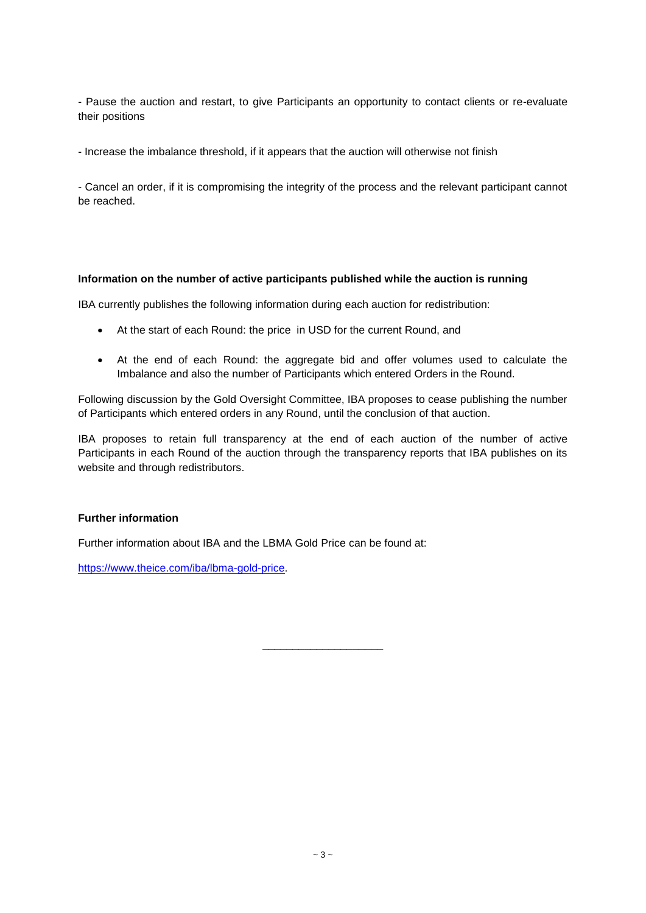- Pause the auction and restart, to give Participants an opportunity to contact clients or re-evaluate their positions

- Increase the imbalance threshold, if it appears that the auction will otherwise not finish

- Cancel an order, if it is compromising the integrity of the process and the relevant participant cannot be reached.

**Information on the number of active participants published while the auction is running**

IBA currently publishes the following information during each auction for redistribution:

- At the start of each Round: the price in USD for the current Round, and
- At the end of each Round: the aggregate bid and offer volumes used to calculate the Imbalance and also the number of Participants which entered Orders in the Round.

Following discussion by the Gold Oversight Committee, IBA proposes to cease publishing the number of Participants which entered orders in any Round, until the conclusion of that auction.

IBA proposes to retain full transparency at the end of each auction of the number of active Participants in each Round of the auction through the transparency reports that IBA publishes on its website and through redistributors.

**Further information**

Further information about IBA and the LBMA Gold Price can be found at:

[https://www.theice.com/iba/lbma-gold-price](https://www.theice.com/iba/lbma-gold-price).

____________________